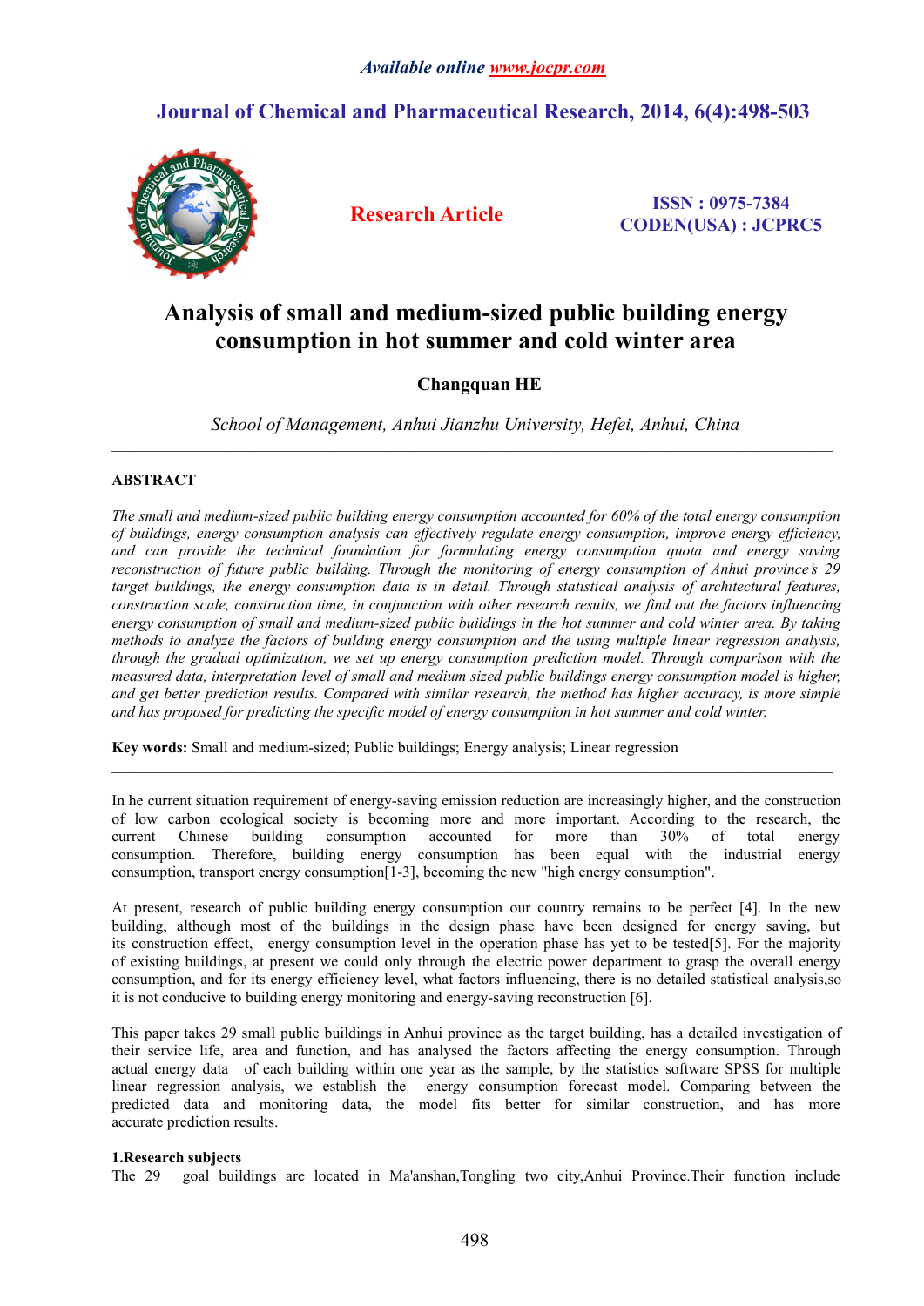# Analysis of small and medium-sized public building energy consumption in hot summer and cold winter area

**Changquan HE**

*School of Management, Anhui Jianzhu University, Hefei, Anhui, China*

---

## ABSTRACT

*The small and medium-sized public building energy consumption accounted for 60% of the total energy consumption of buildings, energy consumption analysis can effectively regulate energy consumption, improve energy efficiency, and can provide the technical foundation for formulating energy consumption quota and energy saving reconstruction of future public building. Through the monitoring of energy consumption of Anhui province's 29 target buildings, the energy consumption data is in detail. Through statistical analysis of architectural features, construction scale, construction time, in conjunction with other research results, we find out the factors influencing energy consumption of small and medium-sized public buildings in the hot summer and cold winter area. By taking methods to analyze the factors of building energy consumption and the using multiple linear regression analysis, through the gradual optimization, we set up energy consumption prediction model. Through comparison with the measured data, interpretation level of small and medium sized public buildings energy consumption model is higher, and get better prediction results. Compared with similar research, the method has higher accuracy, is more simple and has proposed for predicting the specific model of energy consumption in hot summer and cold winter.*

**Key words:** Small and medium-sized; Public buildings; Energy analysis; Linear regression

---

In he current situation requirement of energy-saving emission reduction are increasingly higher, and the construction of low carbon ecological society is becoming more and more important. According to the research, the current Chinese building consumption accounted for more than 30% of total energy consumption. Therefore, building energy consumption has been equal with the industrial energy consumption, transport energy consumption[1-3], becoming the new "high energy consumption".

At present, research of public building energy consumption our country remains to be perfect [4]. In the new building, although most of the buildings in the design phase have been designed for energy saving, but its construction effect, energy consumption level in the operation phase has yet to be tested[5]. For the majority of existing buildings, at present we could only through the electric power department to grasp the overall energy consumption, and for its energy efficiency level, what factors influencing, there is no detailed statistical analysis,so it is not conducive to building energy monitoring and energy-saving reconstruction [6].

This paper takes 29 small public buildings in Anhui province as the target building, has a detailed investigation of their service life, area and function, and has analysed the factors affecting the energy consumption. Through actual energy data of each building within one year as the sample, by the statistics software SPSS for multiple linear regression analysis, we establish the energy consumption forecast model. Comparing between the predicted data and monitoring data, the model fits better for similar construction, and has more accurate prediction results.

### 1.Research subjects

The 29 goal buildings are located in Ma'anshan,Tongling two city,Anhui Province.Their function include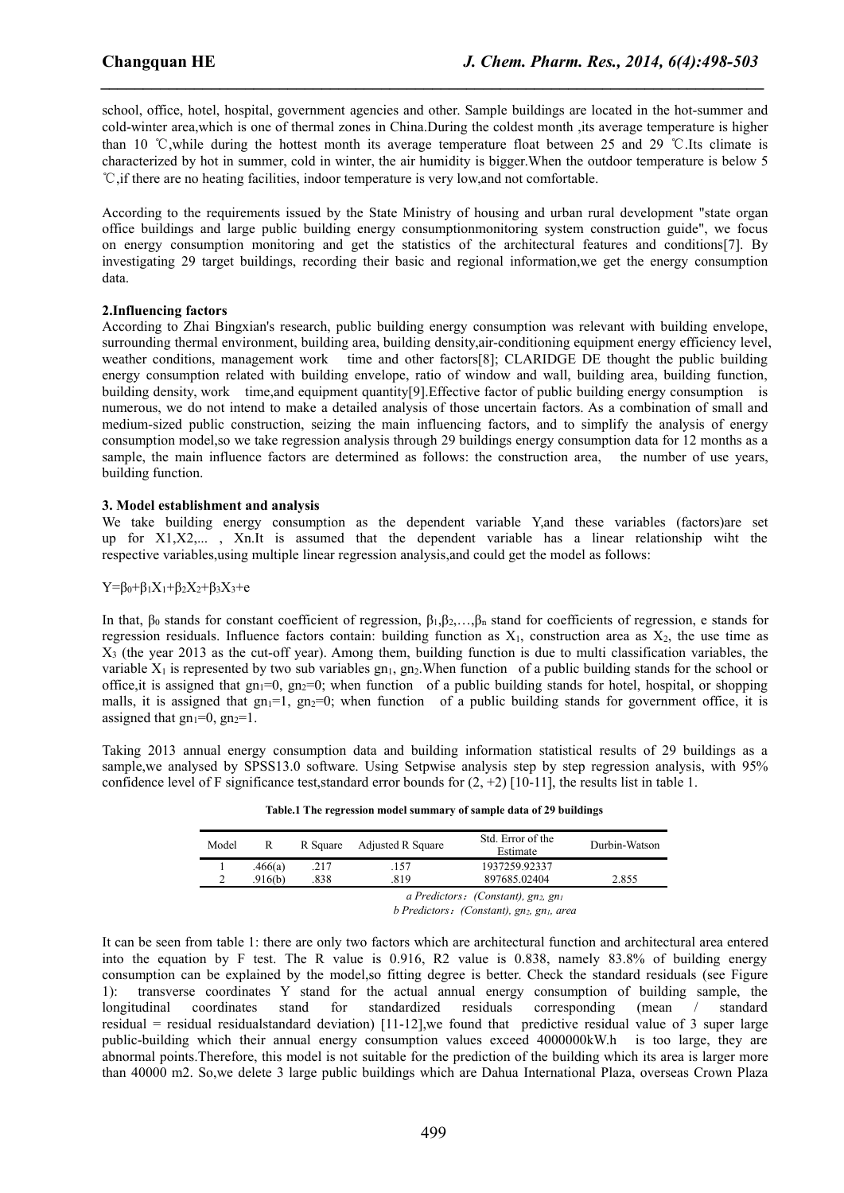school, office, hotel, hospital, government agencies and other. Sample buildings are located in the hot-summer and cold-winter area,which is one of thermal zones in China.During the coldest month ,its average temperature is higher than 10 ℃,while during the hottest month its average temperature float between 25 and 29 ℃.Its climate is characterized by hot in summer, cold in winter, the air humidity is bigger.When the outdoor temperature is below 5 ℃,if there are no heating facilities, indoor temperature is very low,and not comfortable.

According to the requirements issued by the State Ministry of housing and urban rural development "state organ office buildings and large public building energy consumptionmonitoring system construction guide", we focus on energy consumption monitoring and get the statistics of the architectural features and conditions[7]. By investigating 29 target buildings, recording their basic and regional information,we get the energy consumption data.

## 2.Influencing factors

According to Zhai Bingxian's research, public building energy consumption was relevant with building envelope, surrounding thermal environment, building area, building density,air-conditioning equipment energy efficiency level, weather conditions, management work time and other factors[8]; CLARIDGE DE thought the public building energy consumption related with building envelope, ratio of window and wall, building area, building function, building density, work time,and equipment quantity[9].Effective factor of public building energy consumption is numerous, we do not intend to make a detailed analysis of those uncertain factors. As a combination of small and medium-sized public construction, seizing the main influencing factors, and to simplify the analysis of energy consumption model,so we take regression analysis through 29 buildings energy consumption data for 12 months as a sample, the main influence factors are determined as follows: the construction area, the number of use years, building function.

## 3. Model establishment and analysis

We take building energy consumption as the dependent variable Y,and these variables (factors)are set up for $X_1,X_2,...$ , $X_n$.It is assumed that the dependent variable has a linear relationship wiht the respective variables,using multiple linear regression analysis,and could get the model as follows:

$$Y=\beta_0+\beta_1X_1+\beta_2X_2+\beta_3X_3+e$$

In that, $\beta_0$ stands for constant coefficient of regression, $\beta_1,\beta_2,\ldots,\beta_n$ stand for coefficients of regression, e stands for regression residuals. Influence factors contain: building function as $X_1$, construction area as $X_2$, the use time as $X_3$ (the year 2013 as the cut-off year). Among them, building function is due to multi classification variables, the variable $X_1$ is represented by two sub variables $gn_1$, $gn_2$.When function of a public building stands for the school or office,it is assigned that $gn_1=0$, $gn_2=0$; when function of a public building stands for hotel, hospital, or shopping malls, it is assigned that $gn_1=1$, $gn_2=0$; when function of a public building stands for government office, it is assigned that $gn_1=0$, $gn_2=1$.

Taking 2013 annual energy consumption data and building information statistical results of 29 buildings as a sample,we analysed by SPSS13.0 software. Using Setpwise analysis step by step regression analysis, with 95% confidence level of F significance test,standard error bounds for (2, +2) [10-11], the results list in table 1.

**Table.1 The regression model summary of sample data of 29 buildings**

| Model | R | R Square | Adjusted R Square | Std. Error of the Estimate | Durbin-Watson |
|---|---|---|---|---|---|
| 1 | .466(a) | .217 | .157 | 1937259.92337 | |
| 2 | .916(b) | .838 | .819 | 897685.02404 | 2.855 |

*a Predictors：(Constant), $gn_2$, $gn_1$*

*b Predictors：(Constant), $gn_2$, $gn_1$, area*

It can be seen from table 1: there are only two factors which are architectural function and architectural area entered into the equation by F test. The R value is 0.916, R2 value is 0.838, namely 83.8% of building energy consumption can be explained by the model,so fitting degree is better. Check the standard residuals (see Figure 1): transverse coordinates Y stand for the actual annual energy consumption of building sample, the longitudinal coordinates stand for standardized residuals corresponding (mean / standard residual = residual residualstandard deviation) [11-12],we found that predictive residual value of 3 super large public-building which their annual energy consumption values exceed 4000000kW.h is too large, they are abnormal points.Therefore, this model is not suitable for the prediction of the building which its area is larger more than 40000 m2. So,we delete 3 large public buildings which are Dahua International Plaza, overseas Crown Plaza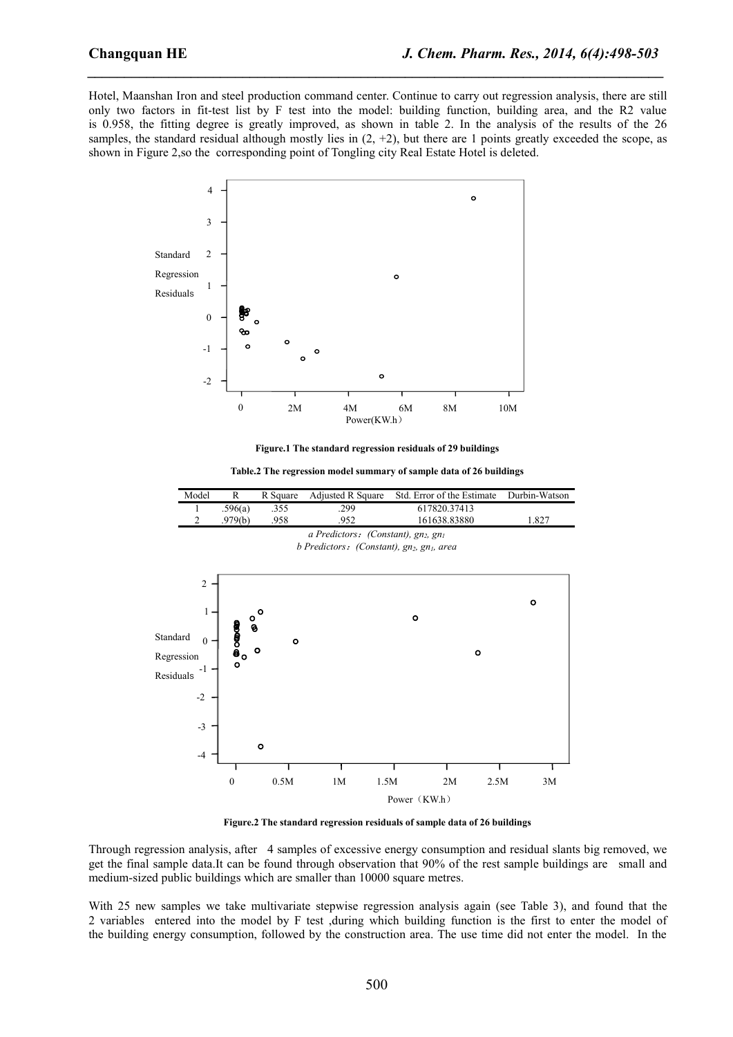Hotel, Maanshan Iron and steel production command center. Continue to carry out regression analysis, there are still only two factors in fit-test list by F test into the model: building function, building area, and the R2 value is 0.958, the fitting degree is greatly improved, as shown in table 2. In the analysis of the results of the 26 samples, the standard residual although mostly lies in (2, +2), but there are 1 points greatly exceeded the scope, as shown in Figure 2,so the corresponding point of Tongling city Real Estate Hotel is deleted.

**Figure.1 The standard regression residuals of 29 buildings**

**Table.2 The regression model summary of sample data of 26 buildings**

| Model | R | R Square | Adjusted R Square | Std. Error of the Estimate | Durbin-Watson |
|---|---|---|---|---|---|
| 1 | .596(a) | .355 | .299 | 617820.37413 | |
| 2 | .979(b) | .958 | .952 | 161638.83880 | 1.827 |

*a Predictors：(Constant), $gn_2$, $gn_1$*
*b Predictors：(Constant), $gn_2$, $gn_1$, area*

**Figure.2 The standard regression residuals of sample data of 26 buildings**

Through regression analysis, after 4 samples of excessive energy consumption and residual slants big removed, we get the final sample data.It can be found through observation that 90% of the rest sample buildings are small and medium-sized public buildings which are smaller than 10000 square metres.

With 25 new samples we take multivariate stepwise regression analysis again (see Table 3), and found that the 2 variables entered into the model by F test ,during which building function is the first to enter the model of the building energy consumption, followed by the construction area. The use time did not enter the model. In the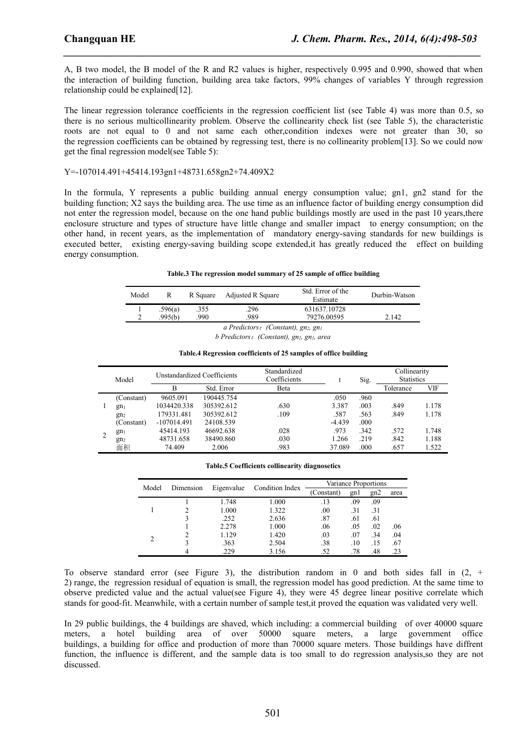A, B two model, the B model of the R and R2 values is higher, respectively 0.995 and 0.990, showed that when the interaction of building function, building area take factors, 99% changes of variables Y through regression relationship could be explained[12].

The linear regression tolerance coefficients in the regression coefficient list (see Table 4) was more than 0.5, so there is no serious multicollinearity problem. Observe the collinearity check list (see Table 5), the characteristic roots are not equal to 0 and not same each other,condition indexes were not greater than 30, so the regression coefficients can be obtained by regressing test, there is no collinearity problem[13]. So we could now get the final regression model(see Table 5):

$$Y=-107014.491+45414.193gn1+48731.658gn2+74.409X2$$

In the formula, Y represents a public building annual energy consumption value; gn1, gn2 stand for the building function; X2 says the building area. The use time as an influence factor of building energy consumption did not enter the regression model, because on the one hand public buildings mostly are used in the past 10 years,there enclosure structure and types of structure have little change and smaller impact to energy consumption; on the other hand, in recent years, as the implementation of mandatory energy-saving standards for new buildings is executed better, existing energy-saving building scope extended,it has greatly reduced the effect on building energy consumption.

**Table.3 The regression model summary of 25 sample of office building**

| Model | R | R Square | Adjusted R Square | Std. Error of the Estimate | Durbin-Watson |
|---|---|---|---|---|---|
| 1 | .596(a) | .355 | .296 | 631637.10728 | |
| 2 | .995(b) | .990 | .989 | 79276.00595 | 2.142 |

*a Predictors：(Constant), $gn_2$, $gn_1$*

*b Predictors：(Constant), $gn_2$, $gn_1$, area*

**Table.4 Regression coefficients of 25 samples of office building**

| Model | | Unstandardized Coefficients | | Standardized Coefficients | t | Sig. | Collinearity Statistics | |
|---|---|---|---|---|---|---|---|---|
| | | B | Std. Error | Beta | | | Tolerance | VIF |
| 1 | (Constant) | 9605.091 | 190445.754 | | .050 | .960 | | |
| | $gn_1$ | 1034420.338 | 305392.612 | .630 | 3.387 | .003 | .849 | 1.178 |
| | $gn_2$ | 179331.481 | 305392.612 | .109 | .587 | .563 | .849 | 1.178 |
| 2 | (Constant) | -107014.491 | 24108.539 | | -4.439 | .000 | | |
| | $gn_1$ | 45414.193 | 46692.638 | .028 | .973 | .342 | .572 | 1.748 |
| | $gn_2$ | 48731.658 | 38490.860 | .030 | 1.266 | .219 | .842 | 1.188 |
| | 面积 | 74.409 | 2.006 | .983 | 37.089 | .000 | .657 | 1.522 |

**Table.5 Coefficients collinearity diagnosetics**

| Model | Dimension | Eigenvalue | Condition Index | Variance Proportions | | | |
|---|---|---|---|---|---|---|---|
| | | | | (Constant) | gn1 | gn2 | area |
| 1 | 1 | 1.748 | 1.000 | .13 | .09 | .09 | |
| | 2 | 1.000 | 1.322 | .00 | .31 | .31 | |
| | 3 | .252 | 2.636 | .87 | .61 | .61 | |
| 2 | 1 | 2.278 | 1.000 | .06 | .05 | .02 | .06 |
| | 2 | 1.129 | 1.420 | .03 | .07 | .34 | .04 |
| | 3 | .363 | 2.504 | .38 | .10 | .15 | .67 |
| | 4 | .229 | 3.156 | .52 | .78 | .48 | .23 |

To observe standard error (see Figure 3), the distribution random in 0 and both sides fall in (2, + 2) range, the regression residual of equation is small, the regression model has good prediction. At the same time to observe predicted value and the actual value(see Figure 4), they were 45 degree linear positive correlate which stands for good-fit. Meanwhile, with a certain number of sample test,it proved the equation was validated very well.

In 29 public buildings, the 4 buildings are shaved, which including: a commercial building of over 40000 square meters, a hotel building area of over 50000 square meters, a large government office buildings, a building for office and production of more than 70000 square meters. Those buildings have diffrent function, the influence is different, and the sample data is too small to do regression analysis,so they are not discussed.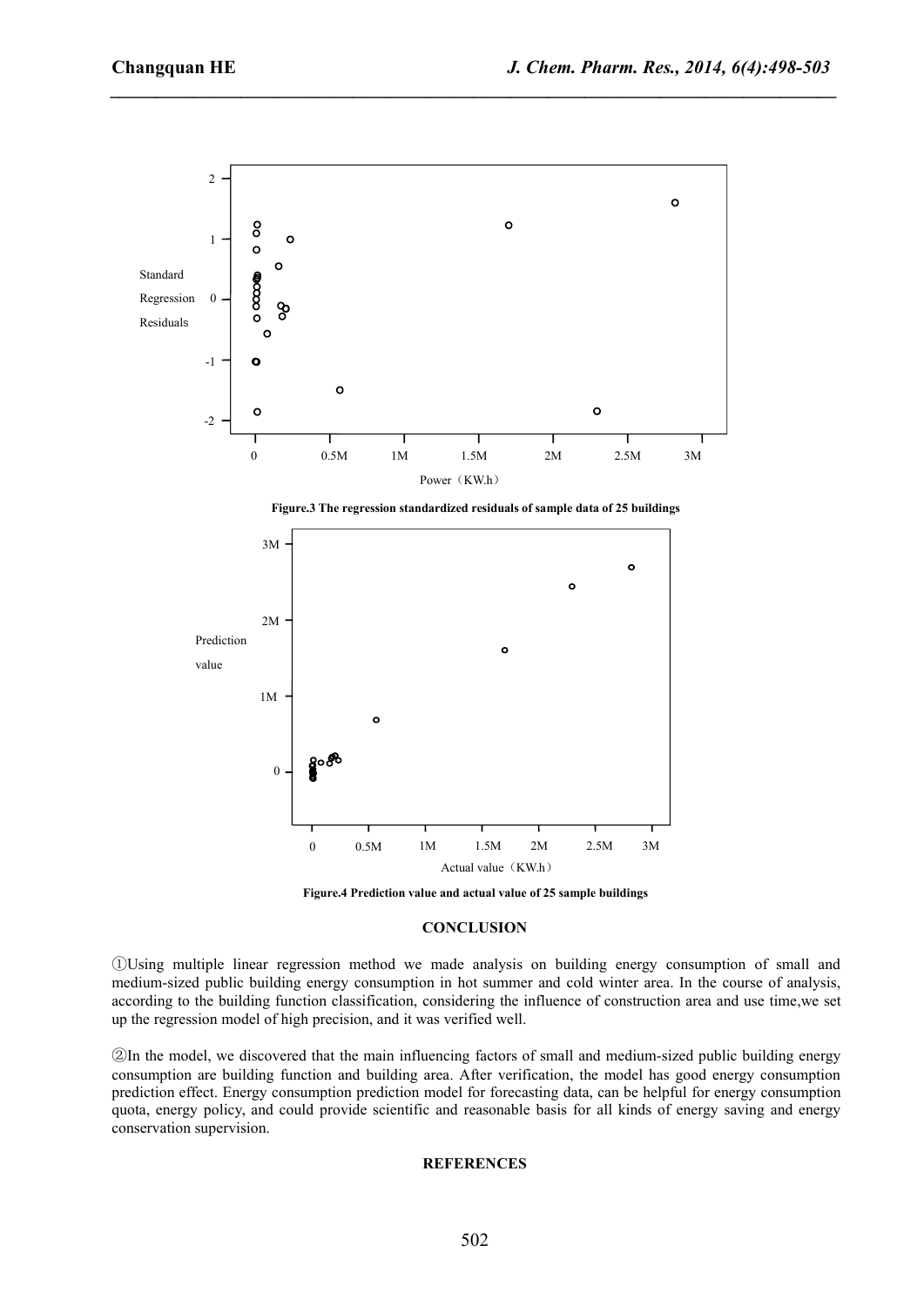Figure.3 The regression standardized residuals of sample data of 25 buildings

Figure.4 Prediction value and actual value of 25 sample buildings

## CONCLUSION

①Using multiple linear regression method we made analysis on building energy consumption of small and medium-sized public building energy consumption in hot summer and cold winter area. In the course of analysis, according to the building function classification, considering the influence of construction area and use time,we set up the regression model of high precision, and it was verified well.

②In the model, we discovered that the main influencing factors of small and medium-sized public building energy consumption are building function and building area. After verification, the model has good energy consumption prediction effect. Energy consumption prediction model for forecasting data, can be helpful for energy consumption quota, energy policy, and could provide scientific and reasonable basis for all kinds of energy saving and energy conservation supervision.

## REFERENCES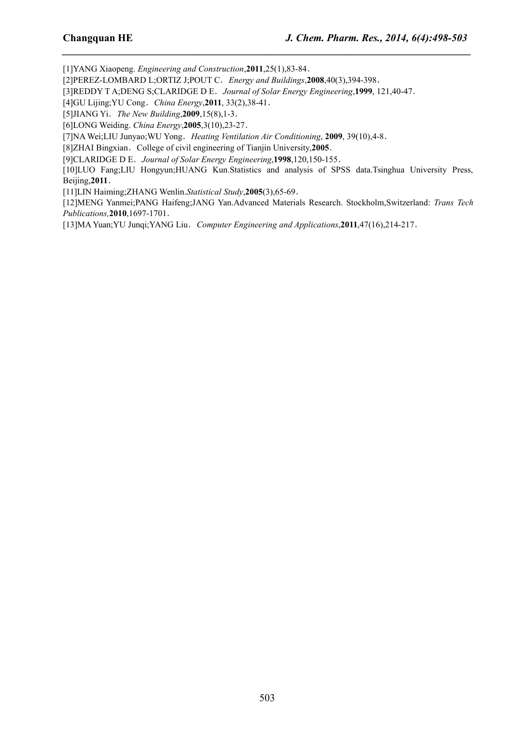[1]YANG Xiaopeng. *Engineering and Construction*,**2011**,25(1),83-84.

[2]PEREZ-LOMBARD L;ORTIZ J;POUT C. *Energy and Buildings*,**2008**,40(3),394-398.

[3]REDDY T A;DENG S;CLARIDGE D E. *Journal of Solar Energy Engineering*,**1999**, 121,40-47.

[4]GU Lijing;YU Cong. *China Energy*,**2011**, 33(2),38-41.

[5]JIANG Yi. *The New Building*,**2009**,15(8),1-3.

[6]LONG Weiding. *China Energy*,**2005**,3(10),23-27.

[7]NA Wei;LIU Junyao;WU Yong. *Heating Ventilation Air Conditioning*, **2009**, 39(10),4-8.

[8]ZHAI Bingxian. College of civil engineering of Tianjin University,**2005**.

[9]CLARIDGE D E. *Journal of Solar Energy Engineering*,**1998**,120,150-155.

[10]LUO Fang;LIU Hongyun;HUANG Kun.Statistics and analysis of SPSS data.Tsinghua University Press, Beijing,**2011**.

[11]LIN Haiming;ZHANG Wenlin.*Statistical Study*,**2005**(3),65-69.

[12]MENG Yanmei;PANG Haifeng;JANG Yan.Advanced Materials Research. Stockholm,Switzerland: *Trans Tech Publications,***2010**,1697-1701.

[13]MA Yuan;YU Junqi;YANG Liu. *Computer Engineering and Applications*,**2011**,47(16),214-217.